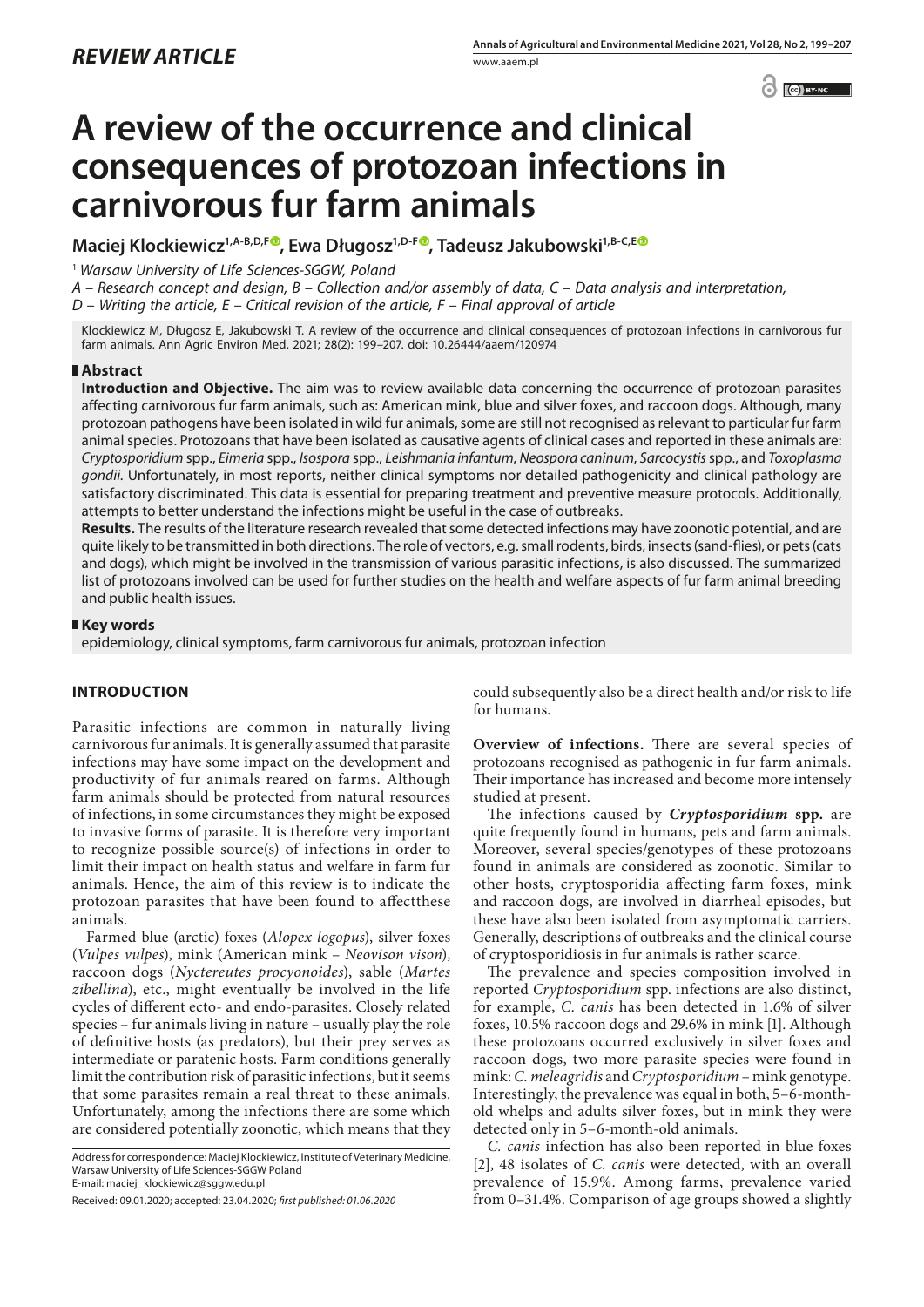*REVIEW ARTICLE*

# A review of the occurrence and clinical consequences of protozoan infections in carnivorous fur farm animals

**Maciej Klockiewicz[1,A-B,D,F], Ewa Długosz[1,D-F], Tadeusz Jakubowski[1,B-C,E]**

[1] *Warsaw University of Life Sciences-SGGW, Poland*

*A – Research concept and design, B – Collection and/or assembly of data, C – Data analysis and interpretation, D – Writing the article, E – Critical revision of the article, F – Final approval of article*

Klockiewicz M, Długosz E, Jakubowski T. A review of the occurrence and clinical consequences of protozoan infections in carnivorous fur farm animals. Ann Agric Environ Med. 2021; 28(2): 199–207. doi: 10.26444/aaem/120974

## Abstract

**Introduction and Objective.** The aim was to review available data concerning the occurrence of protozoan parasites affecting carnivorous fur farm animals, such as: American mink, blue and silver foxes, and raccoon dogs. Although, many protozoan pathogens have been isolated in wild fur animals, some are still not recognised as relevant to particular fur farm animal species. Protozoans that have been isolated as causative agents of clinical cases and reported in these animals are: *Cryptosporidium* spp., *Eimeria* spp., *Isospora* spp., *Leishmania infantum*, *Neospora caninum*, *Sarcocystis* spp., and *Toxoplasma gondii*. Unfortunately, in most reports, neither clinical symptoms nor detailed pathogenicity and clinical pathology are satisfactory discriminated. This data is essential for preparing treatment and preventive measure protocols. Additionally, attempts to better understand the infections might be useful in the case of outbreaks.

**Results.** The results of the literature research revealed that some detected infections may have zoonotic potential, and are quite likely to be transmitted in both directions. The role of vectors, e.g. small rodents, birds, insects (sand-flies), or pets (cats and dogs), which might be involved in the transmission of various parasitic infections, is also discussed. The summarized list of protozoans involved can be used for further studies on the health and welfare aspects of fur farm animal breeding and public health issues.

## Key words

epidemiology, clinical symptoms, farm carnivorous fur animals, protozoan infection

## INTRODUCTION

Parasitic infections are common in naturally living carnivorous fur animals. It is generally assumed that parasite infections may have some impact on the development and productivity of fur animals reared on farms. Although farm animals should be protected from natural resources of infections, in some circumstances they might be exposed to invasive forms of parasite. It is therefore very important to recognize possible source(s) of infections in order to limit their impact on health status and welfare in farm fur animals. Hence, the aim of this review is to indicate the protozoan parasites that have been found to affectthese animals.

Farmed blue (arctic) foxes (*Alopex logopus*), silver foxes (*Vulpes vulpes*), mink (American mink – *Neovison vison*), raccoon dogs (*Nyctereutes procyonoides*), sable (*Martes zibellina*), etc., might eventually be involved in the life cycles of different ecto- and endo-parasites. Closely related species – fur animals living in nature – usually play the role of definitive hosts (as predators), but their prey serves as intermediate or paratenic hosts. Farm conditions generally limit the contribution risk of parasitic infections, but it seems that some parasites remain a real threat to these animals. Unfortunately, among the infections there are some which are considered potentially zoonotic, which means that they could subsequently also be a direct health and/or risk to life for humans.

**Overview of infections.** There are several species of protozoans recognised as pathogenic in fur farm animals. Their importance has increased and become more intensely studied at present.

The infections caused by ***Cryptosporidium* spp.** are quite frequently found in humans, pets and farm animals. Moreover, several species/genotypes of these protozoans found in animals are considered as zoonotic. Similar to other hosts, cryptosporidia affecting farm foxes, mink and raccoon dogs, are involved in diarrheal episodes, but these have also been isolated from asymptomatic carriers. Generally, descriptions of outbreaks and the clinical course of cryptosporidiosis in fur animals is rather scarce.

The prevalence and species composition involved in reported *Cryptosporidium* spp. infections are also distinct, for example, *C. canis* has been detected in 1.6% of silver foxes, 10.5% raccoon dogs and 29.6% in mink [1]. Although these protozoans occurred exclusively in silver foxes and raccoon dogs, two more parasite species were found in mink: *C. meleagridis* and *Cryptosporidium* – mink genotype. Interestingly, the prevalence was equal in both, 5–6-month-old whelps and adults silver foxes, but in mink they were detected only in 5–6-month-old animals.

*C. canis* infection has also been reported in blue foxes [2], 48 isolates of *C. canis* were detected, with an overall prevalence of 15.9%. Among farms, prevalence varied from 0–31.4%. Comparison of age groups showed a slightly

Address for correspondence: Maciej Klockiewicz, Institute of Veterinary Medicine, Warsaw University of Life Sciences-SGGW Poland
E-mail: maciej_klockiewicz@sggw.edu.pl

Received: 09.01.2020; accepted: 23.04.2020; *first published: 01.06.2020*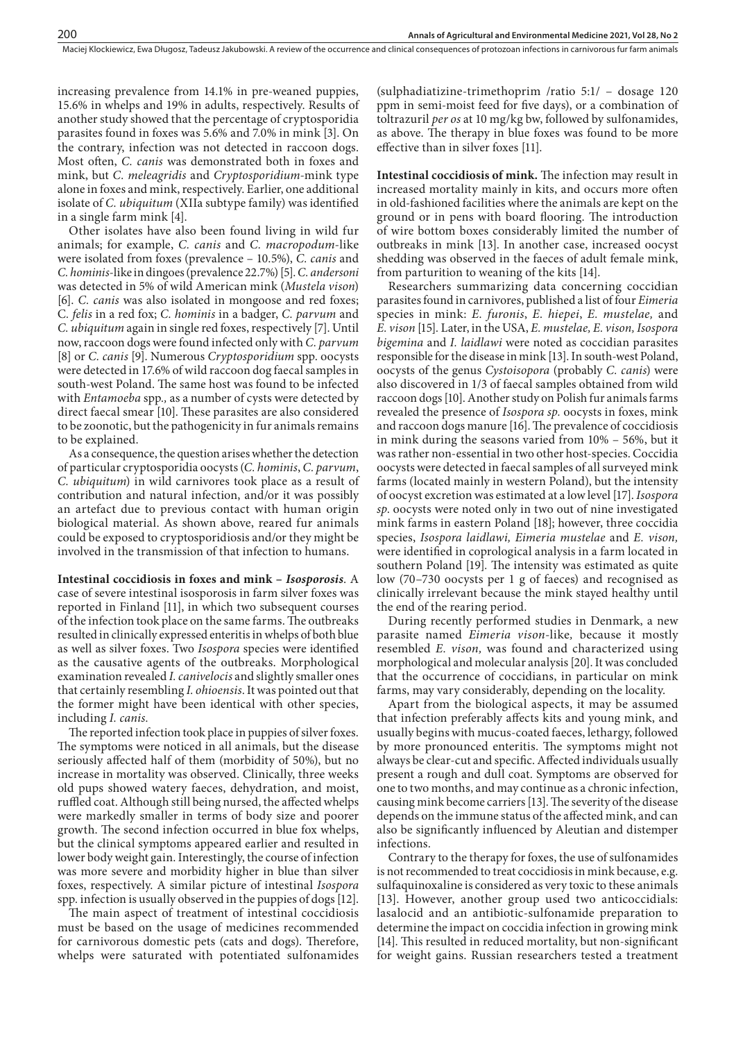increasing prevalence from 14.1% in pre-weaned puppies, 15.6% in whelps and 19% in adults, respectively. Results of another study showed that the percentage of cryptosporidia parasites found in foxes was 5.6% and 7.0% in mink [3]. On the contrary, infection was not detected in raccoon dogs. Most often, *C. canis* was demonstrated both in foxes and mink, but *C. meleagridis* and *Cryptosporidium*-mink type alone in foxes and mink, respectively. Earlier, one additional isolate of *C. ubiquitum* (XIIa subtype family) was identified in a single farm mink [4].

Other isolates have also been found living in wild fur animals; for example, *C. canis* and *C. macropodum*-like were isolated from foxes (prevalence – 10.5%), *C. canis* and *C. hominis*-like in dingoes (prevalence 22.7%) [5]. *C. andersoni* was detected in 5% of wild American mink (*Mustela vison*) [6]. *C. canis* was also isolated in mongoose and red foxes; C. *felis* in a red fox; *C. hominis* in a badger, *C. parvum* and *C. ubiquitum* again in single red foxes, respectively [7]. Until now, raccoon dogs were found infected only with *C. parvum* [8] or *C. canis* [9]. Numerous *Cryptosporidium* spp. oocysts were detected in 17.6% of wild raccoon dog faecal samples in south-west Poland. The same host was found to be infected with *Entamoeba* spp.*,* as a number of cysts were detected by direct faecal smear [10]. These parasites are also considered to be zoonotic, but the pathogenicity in fur animals remains to be explained.

As a consequence, the question arises whether the detection of particular cryptosporidia oocysts (*C. hominis*, *C. parvum*, *C. ubiquitum*) in wild carnivores took place as a result of contribution and natural infection, and/or it was possibly an artefact due to previous contact with human origin biological material. As shown above, reared fur animals could be exposed to cryptosporidiosis and/or they might be involved in the transmission of that infection to humans.

**Intestinal coccidiosis in foxes and mink –** ***Isosporosis*****.** A case of severe intestinal isosporosis in farm silver foxes was reported in Finland [11], in which two subsequent courses of the infection took place on the same farms. The outbreaks resulted in clinically expressed enteritis in whelps of both blue as well as silver foxes. Two *Isospora* species were identified as the causative agents of the outbreaks. Morphological examination revealed *I. canivelocis* and slightly smaller ones that certainly resembling *I. ohioensis*. It was pointed out that the former might have been identical with other species, including *I. canis.*

The reported infection took place in puppies of silver foxes. The symptoms were noticed in all animals, but the disease seriously affected half of them (morbidity of 50%), but no increase in mortality was observed. Clinically, three weeks old pups showed watery faeces, dehydration, and moist, ruffled coat. Although still being nursed, the affected whelps were markedly smaller in terms of body size and poorer growth. The second infection occurred in blue fox whelps, but the clinical symptoms appeared earlier and resulted in lower body weight gain. Interestingly, the course of infection was more severe and morbidity higher in blue than silver foxes, respectively. A similar picture of intestinal *Isospora* spp. infection is usually observed in the puppies of dogs [12].

The main aspect of treatment of intestinal coccidiosis must be based on the usage of medicines recommended for carnivorous domestic pets (cats and dogs). Therefore, whelps were saturated with potentiated sulfonamides (sulphadiatizine-trimethoprim /ratio 5:1/ – dosage 120 ppm in semi-moist feed for five days), or a combination of toltrazuril *per os* at 10 mg/kg bw, followed by sulfonamides, as above. The therapy in blue foxes was found to be more effective than in silver foxes [11].

**Intestinal coccidiosis of mink.** The infection may result in increased mortality mainly in kits, and occurs more often in old-fashioned facilities where the animals are kept on the ground or in pens with board flooring. The introduction of wire bottom boxes considerably limited the number of outbreaks in mink [13]. In another case, increased oocyst shedding was observed in the faeces of adult female mink, from parturition to weaning of the kits [14].

Researchers summarizing data concerning coccidian parasites found in carnivores, published a list of four *Eimeria* species in mink: *E. furonis*, *E. hiepei*, *E. mustelae,* and *E. vison* [15]. Later, in the USA, *E. mustelae, E. vison, Isospora bigemina* and *I. laidlawi* were noted as coccidian parasites responsible for the disease in mink [13]. In south-west Poland, oocysts of the genus *Cystoisospora* (probably *C. canis*) were also discovered in 1/3 of faecal samples obtained from wild raccoon dogs [10]. Another study on Polish fur animals farms revealed the presence of *Isospora sp.* oocysts in foxes, mink and raccoon dogs manure [16]. The prevalence of coccidiosis in mink during the seasons varied from 10% – 56%, but it was rather non-essential in two other host-species. Coccidia oocysts were detected in faecal samples of all surveyed mink farms (located mainly in western Poland), but the intensity of oocyst excretion was estimated at a low level [17]. *Isospora sp.* oocysts were noted only in two out of nine investigated mink farms in eastern Poland [18]; however, three coccidia species, *Isospora laidlawi, Eimeria mustelae* and *E. vison,* were identified in coprological analysis in a farm located in southern Poland [19]. The intensity was estimated as quite low (70–730 oocysts per 1 g of faeces) and recognised as clinically irrelevant because the mink stayed healthy until the end of the rearing period.

During recently performed studies in Denmark, a new parasite named *Eimeria vison*-like*,* because it mostly resembled *E. vison,* was found and characterized using morphological and molecular analysis [20]. It was concluded that the occurrence of coccidians, in particular on mink farms, may vary considerably, depending on the locality.

Apart from the biological aspects, it may be assumed that infection preferably affects kits and young mink, and usually begins with mucus-coated faeces, lethargy, followed by more pronounced enteritis. The symptoms might not always be clear-cut and specific. Affected individuals usually present a rough and dull coat. Symptoms are observed for one to two months, and may continue as a chronic infection, causing mink become carriers [13]. The severity of the disease depends on the immune status of the affected mink, and can also be significantly influenced by Aleutian and distemper infections.

Contrary to the therapy for foxes, the use of sulfonamides is not recommended to treat coccidiosis in mink because, e.g. sulfaquinoxaline is considered as very toxic to these animals [13]. However, another group used two anticoccidials: lasalocid and an antibiotic-sulfonamide preparation to determine the impact on coccidia infection in growing mink [14]. This resulted in reduced mortality, but non-significant for weight gains. Russian researchers tested a treatment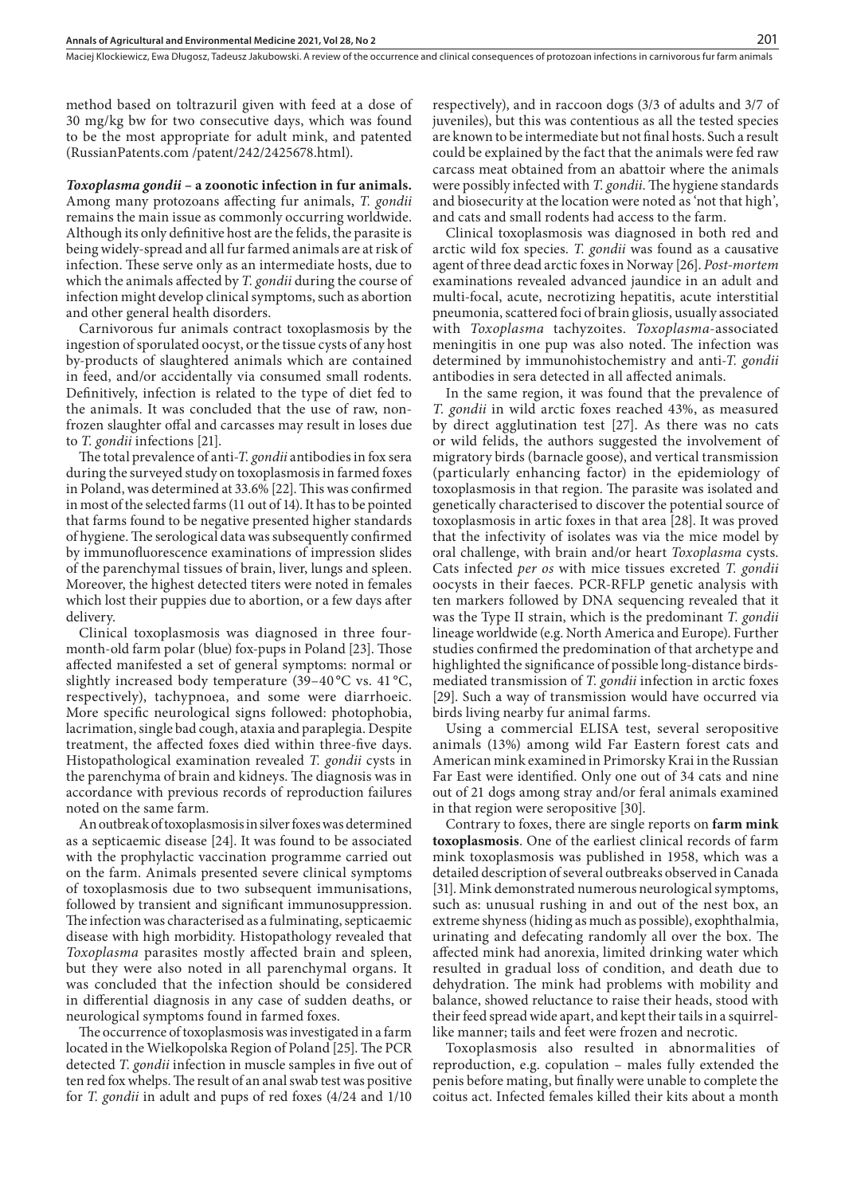method based on toltrazuril given with feed at a dose of 30 mg/kg bw for two consecutive days, which was found to be the most appropriate for adult mink, and patented (RussianPatents.com /patent/242/2425678.html).

***Toxoplasma gondii* – a zoonotic infection in fur animals.** Among many protozoans affecting fur animals, *T. gondii* remains the main issue as commonly occurring worldwide. Although its only definitive host are the felids, the parasite is being widely-spread and all fur farmed animals are at risk of infection. These serve only as an intermediate hosts, due to which the animals affected by *T. gondii* during the course of infection might develop clinical symptoms, such as abortion and other general health disorders.

Carnivorous fur animals contract toxoplasmosis by the ingestion of sporulated oocyst, or the tissue cysts of any host by-products of slaughtered animals which are contained in feed, and/or accidentally via consumed small rodents. Definitively, infection is related to the type of diet fed to the animals. It was concluded that the use of raw, non-frozen slaughter offal and carcasses may result in loses due to *T. gondii* infections [21].

The total prevalence of anti-*T. gondii* antibodies in fox sera during the surveyed study on toxoplasmosis in farmed foxes in Poland, was determined at 33.6% [22]. This was confirmed in most of the selected farms (11 out of 14). It has to be pointed that farms found to be negative presented higher standards of hygiene. The serological data was subsequently confirmed by immunofluorescence examinations of impression slides of the parenchymal tissues of brain, liver, lungs and spleen. Moreover, the highest detected titers were noted in females which lost their puppies due to abortion, or a few days after delivery.

Clinical toxoplasmosis was diagnosed in three four-month-old farm polar (blue) fox-pups in Poland [23]. Those affected manifested a set of general symptoms: normal or slightly increased body temperature (39–40 °C vs. 41 °C, respectively), tachypnoea, and some were diarrhoeic. More specific neurological signs followed: photophobia, lacrimation, single bad cough, ataxia and paraplegia. Despite treatment, the affected foxes died within three-five days. Histopathological examination revealed *T. gondii* cysts in the parenchyma of brain and kidneys. The diagnosis was in accordance with previous records of reproduction failures noted on the same farm.

An outbreak of toxoplasmosis in silver foxes was determined as a septicaemic disease [24]. It was found to be associated with the prophylactic vaccination programme carried out on the farm. Animals presented severe clinical symptoms of toxoplasmosis due to two subsequent immunisations, followed by transient and significant immunosuppression. The infection was characterised as a fulminating, septicaemic disease with high morbidity. Histopathology revealed that *Toxoplasma* parasites mostly affected brain and spleen, but they were also noted in all parenchymal organs. It was concluded that the infection should be considered in differential diagnosis in any case of sudden deaths, or neurological symptoms found in farmed foxes.

The occurrence of toxoplasmosis was investigated in a farm located in the Wielkopolska Region of Poland [25]. The PCR detected *T. gondii* infection in muscle samples in five out of ten red fox whelps. The result of an anal swab test was positive for *T. gondii* in adult and pups of red foxes (4/24 and 1/10 respectively), and in raccoon dogs (3/3 of adults and 3/7 of juveniles), but this was contentious as all the tested species are known to be intermediate but not final hosts. Such a result could be explained by the fact that the animals were fed raw carcass meat obtained from an abattoir where the animals were possibly infected with *T. gondii*. The hygiene standards and biosecurity at the location were noted as 'not that high', and cats and small rodents had access to the farm.

Clinical toxoplasmosis was diagnosed in both red and arctic wild fox species. *T. gondii* was found as a causative agent of three dead arctic foxes in Norway [26]. *Post-mortem* examinations revealed advanced jaundice in an adult and multi-focal, acute, necrotizing hepatitis, acute interstitial pneumonia, scattered foci of brain gliosis, usually associated with *Toxoplasma* tachyzoites. *Toxoplasma*-associated meningitis in one pup was also noted. The infection was determined by immunohistochemistry and anti-*T. gondii* antibodies in sera detected in all affected animals.

In the same region, it was found that the prevalence of *T. gondii* in wild arctic foxes reached 43%, as measured by direct agglutination test [27]. As there was no cats or wild felids, the authors suggested the involvement of migratory birds (barnacle goose), and vertical transmission (particularly enhancing factor) in the epidemiology of toxoplasmosis in that region. The parasite was isolated and genetically characterised to discover the potential source of toxoplasmosis in artic foxes in that area [28]. It was proved that the infectivity of isolates was via the mice model by oral challenge, with brain and/or heart *Toxoplasma* cysts. Cats infected *per os* with mice tissues excreted *T. gondii* oocysts in their faeces. PCR-RFLP genetic analysis with ten markers followed by DNA sequencing revealed that it was the Type II strain, which is the predominant *T. gondii* lineage worldwide (e.g. North America and Europe). Further studies confirmed the predomination of that archetype and highlighted the significance of possible long-distance birds-mediated transmission of *T. gondii* infection in arctic foxes [29]. Such a way of transmission would have occurred via birds living nearby fur animal farms.

Using a commercial ELISA test, several seropositive animals (13%) among wild Far Eastern forest cats and American mink examined in Primorsky Krai in the Russian Far East were identified. Only one out of 34 cats and nine out of 21 dogs among stray and/or feral animals examined in that region were seropositive [30].

Contrary to foxes, there are single reports on **farm mink toxoplasmosis**. One of the earliest clinical records of farm mink toxoplasmosis was published in 1958, which was a detailed description of several outbreaks observed in Canada [31]. Mink demonstrated numerous neurological symptoms, such as: unusual rushing in and out of the nest box, an extreme shyness (hiding as much as possible), exophthalmia, urinating and defecating randomly all over the box. The affected mink had anorexia, limited drinking water which resulted in gradual loss of condition, and death due to dehydration. The mink had problems with mobility and balance, showed reluctance to raise their heads, stood with their feed spread wide apart, and kept their tails in a squirrel-like manner; tails and feet were frozen and necrotic.

Toxoplasmosis also resulted in abnormalities of reproduction, e.g. copulation – males fully extended the penis before mating, but finally were unable to complete the coitus act. Infected females killed their kits about a month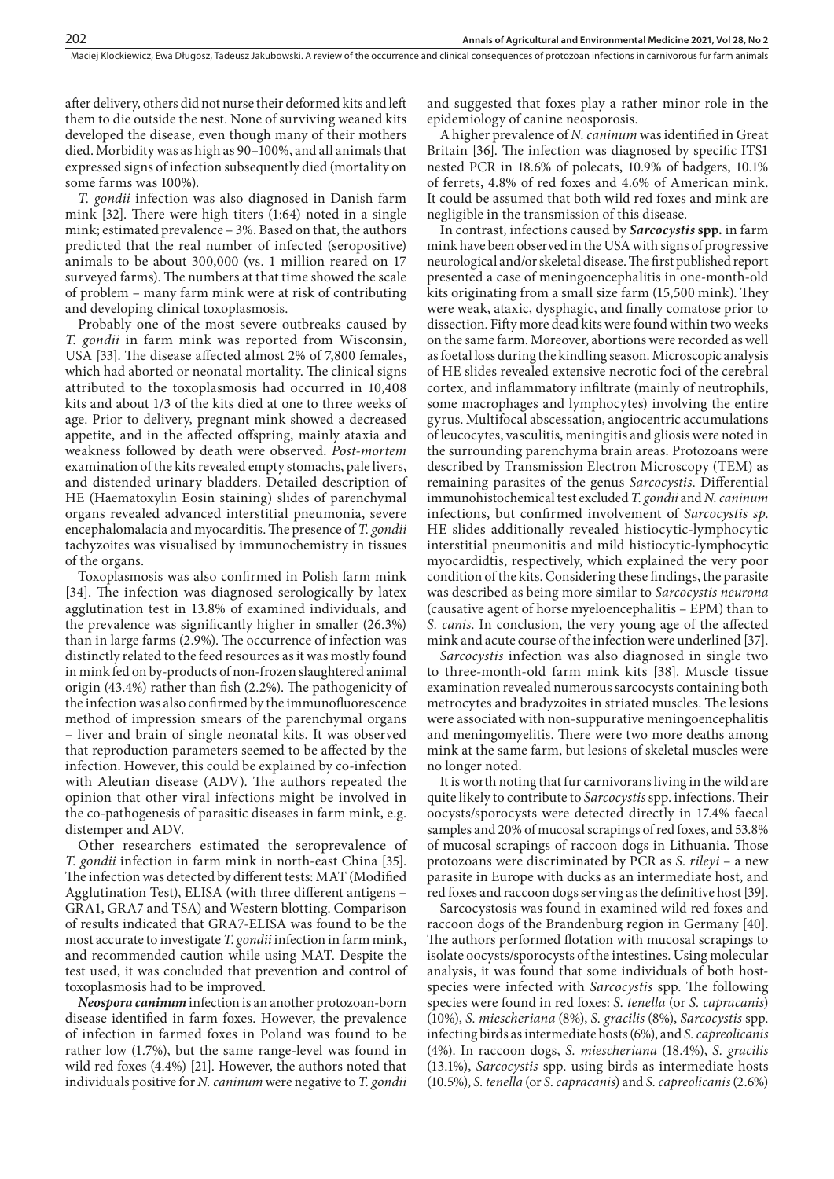after delivery, others did not nurse their deformed kits and left them to die outside the nest. None of surviving weaned kits developed the disease, even though many of their mothers died. Morbidity was as high as 90–100%, and all animals that expressed signs of infection subsequently died (mortality on some farms was 100%).

*T. gondii* infection was also diagnosed in Danish farm mink [32]. There were high titers (1:64) noted in a single mink; estimated prevalence – 3%. Based on that, the authors predicted that the real number of infected (seropositive) animals to be about 300,000 (vs. 1 million reared on 17 surveyed farms). The numbers at that time showed the scale of problem – many farm mink were at risk of contributing and developing clinical toxoplasmosis.

Probably one of the most severe outbreaks caused by *T. gondii* in farm mink was reported from Wisconsin, USA [33]. The disease affected almost 2% of 7,800 females, which had aborted or neonatal mortality. The clinical signs attributed to the toxoplasmosis had occurred in 10,408 kits and about 1/3 of the kits died at one to three weeks of age. Prior to delivery, pregnant mink showed a decreased appetite, and in the affected offspring, mainly ataxia and weakness followed by death were observed. *Post-mortem* examination of the kits revealed empty stomachs, pale livers, and distended urinary bladders. Detailed description of HE (Haematoxylin Eosin staining) slides of parenchymal organs revealed advanced interstitial pneumonia, severe encephalomalacia and myocarditis. The presence of *T. gondii* tachyzoites was visualised by immunochemistry in tissues of the organs.

Toxoplasmosis was also confirmed in Polish farm mink [34]. The infection was diagnosed serologically by latex agglutination test in 13.8% of examined individuals, and the prevalence was significantly higher in smaller (26.3%) than in large farms (2.9%). The occurrence of infection was distinctly related to the feed resources as it was mostly found in mink fed on by-products of non-frozen slaughtered animal origin (43.4%) rather than fish (2.2%). The pathogenicity of the infection was also confirmed by the immunofluorescence method of impression smears of the parenchymal organs – liver and brain of single neonatal kits. It was observed that reproduction parameters seemed to be affected by the infection. However, this could be explained by co-infection with Aleutian disease (ADV). The authors repeated the opinion that other viral infections might be involved in the co-pathogenesis of parasitic diseases in farm mink, e.g. distemper and ADV.

Other researchers estimated the seroprevalence of *T. gondii* infection in farm mink in north-east China [35]. The infection was detected by different tests: MAT (Modified Agglutination Test), ELISA (with three different antigens – GRA1, GRA7 and TSA) and Western blotting. Comparison of results indicated that GRA7-ELISA was found to be the most accurate to investigate *T. gondii* infection in farm mink, and recommended caution while using MAT. Despite the test used, it was concluded that prevention and control of toxoplasmosis had to be improved.

***Neospora caninum*** infection is an another protozoan-born disease identified in farm foxes. However, the prevalence of infection in farmed foxes in Poland was found to be rather low (1.7%), but the same range-level was found in wild red foxes (4.4%) [21]. However, the authors noted that individuals positive for *N. caninum* were negative to *T. gondii* and suggested that foxes play a rather minor role in the epidemiology of canine neosporosis.

A higher prevalence of *N. caninum* was identified in Great Britain [36]. The infection was diagnosed by specific ITS1 nested PCR in 18.6% of polecats, 10.9% of badgers, 10.1% of ferrets, 4.8% of red foxes and 4.6% of American mink. It could be assumed that both wild red foxes and mink are negligible in the transmission of this disease.

In contrast, infections caused by ***Sarcocystis* spp.** in farm mink have been observed in the USA with signs of progressive neurological and/or skeletal disease. The first published report presented a case of meningoencephalitis in one-month-old kits originating from a small size farm (15,500 mink). They were weak, ataxic, dysphagic, and finally comatose prior to dissection. Fifty more dead kits were found within two weeks on the same farm. Moreover, abortions were recorded as well as foetal loss during the kindling season. Microscopic analysis of HE slides revealed extensive necrotic foci of the cerebral cortex, and inflammatory infiltrate (mainly of neutrophils, some macrophages and lymphocytes) involving the entire gyrus. Multifocal abscessation, angiocentric accumulations of leucocytes, vasculitis, meningitis and gliosis were noted in the surrounding parenchyma brain areas. Protozoans were described by Transmission Electron Microscopy (TEM) as remaining parasites of the genus *Sarcocystis*. Differential immunohistochemical test excluded *T. gondii* and *N. caninum* infections, but confirmed involvement of *Sarcocystis sp.* HE slides additionally revealed histiocytic-lymphocytic interstitial pneumonitis and mild histiocytic-lymphocytic myocardidtis, respectively, which explained the very poor condition of the kits. Considering these findings, the parasite was described as being more similar to *Sarcocystis neurona* (causative agent of horse myeloencephalitis – EPM) than to *S. canis*. In conclusion, the very young age of the affected mink and acute course of the infection were underlined [37].

*Sarcocystis* infection was also diagnosed in single two to three-month-old farm mink kits [38]. Muscle tissue examination revealed numerous sarcocysts containing both metrocytes and bradyzoites in striated muscles. The lesions were associated with non-suppurative meningoencephalitis and meningomyelitis. There were two more deaths among mink at the same farm, but lesions of skeletal muscles were no longer noted.

It is worth noting that fur carnivorans living in the wild are quite likely to contribute to *Sarcocystis* spp. infections. Their oocysts/sporocysts were detected directly in 17.4% faecal samples and 20% of mucosal scrapings of red foxes, and 53.8% of mucosal scrapings of raccoon dogs in Lithuania. Those protozoans were discriminated by PCR as *S. rileyi* – a new parasite in Europe with ducks as an intermediate host, and red foxes and raccoon dogs serving as the definitive host [39].

Sarcocystosis was found in examined wild red foxes and raccoon dogs of the Brandenburg region in Germany [40]. The authors performed flotation with mucosal scrapings to isolate oocysts/sporocysts of the intestines. Using molecular analysis, it was found that some individuals of both host-species were infected with *Sarcocystis* spp. The following species were found in red foxes: *S. tenella* (or *S. capracanis*) (10%), *S. miescheriana* (8%), *S. gracilis* (8%), *Sarcocystis* spp. infecting birds as intermediate hosts (6%), and *S. capreolicanis* (4%). In raccoon dogs, *S. miescheriana* (18.4%), *S. gracilis* (13.1%), *Sarcocystis* spp. using birds as intermediate hosts (10.5%), *S. tenella* (or *S. capracanis*) and *S. capreolicanis* (2.6%)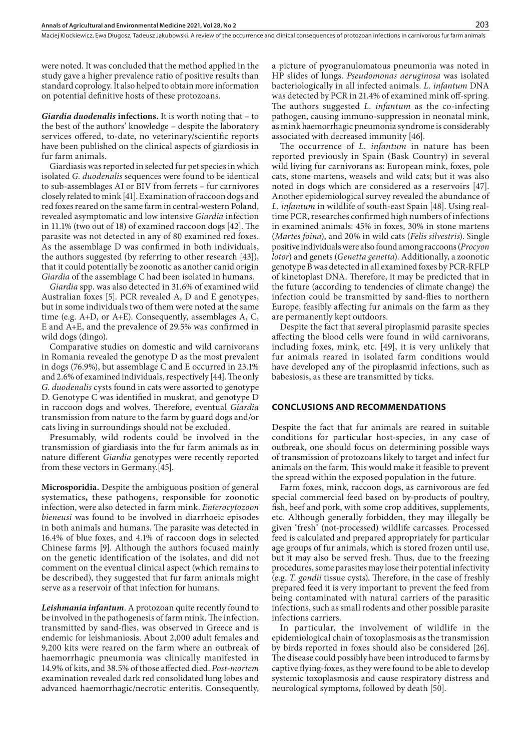were noted. It was concluded that the method applied in the study gave a higher prevalence ratio of positive results than standard coprology. It also helped to obtain more information on potential definitive hosts of these protozoans.

***Giardia duodenalis* infections.** It is worth noting that – to the best of the authors' knowledge – despite the laboratory services offered, to-date, no veterinary/scientific reports have been published on the clinical aspects of giardiosis in fur farm animals.

Giardiasis was reported in selected fur pet species in which isolated *G. duodenalis* sequences were found to be identical to sub-assemblages AI or BIV from ferrets – fur carnivores closely related to mink [41]. Examination of raccoon dogs and red foxes reared on the same farm in central-western Poland, revealed asymptomatic and low intensive *Giardia* infection in 11.1% (two out of 18) of examined raccoon dogs [42]. The parasite was not detected in any of 80 examined red foxes. As the assemblage D was confirmed in both individuals, the authors suggested (by referring to other research [43]), that it could potentially be zoonotic as another canid origin *Giardia* of the assemblage C had been isolated in humans.

*Giardia* spp. was also detected in 31.6% of examined wild Australian foxes [5]. PCR revealed A, D and E genotypes, but in some individuals two of them were noted at the same time (e.g. A+D, or A+E). Consequently, assemblages A, C, E and A+E, and the prevalence of 29.5% was confirmed in wild dogs (dingo).

Comparative studies on domestic and wild carnivorans in Romania revealed the genotype D as the most prevalent in dogs (76.9%), but assemblage C and E occurred in 23.1% and 2.6% of examined individuals, respectively [44]. The only *G. duodenalis* cysts found in cats were assorted to genotype D. Genotype C was identified in muskrat, and genotype D in raccoon dogs and wolves. Therefore, eventual *Giardia* transmission from nature to the farm by guard dogs and/or cats living in surroundings should not be excluded.

Presumably, wild rodents could be involved in the transmission of giardiasis into the fur farm animals as in nature different *Giardia* genotypes were recently reported from these vectors in Germany.[45].

**Microsporidia.** Despite the ambiguous position of general systematics**,** these pathogens, responsible for zoonotic infection, were also detected in farm mink. *Enterocytozoon bieneusi* was found to be involved in diarrhoeic episodes in both animals and humans. The parasite was detected in 16.4% of blue foxes, and 4.1% of raccoon dogs in selected Chinese farms [9]. Although the authors focused mainly on the genetic identification of the isolates, and did not comment on the eventual clinical aspect (which remains to be described), they suggested that fur farm animals might serve as a reservoir of that infection for humans.

***Leishmania infantum*.** A protozoan quite recently found to be involved in the pathogenesis of farm mink. The infection, transmitted by sand-flies, was observed in Greece and is endemic for leishmaniosis. About 2,000 adult females and 9,200 kits were reared on the farm where an outbreak of haemorrhagic pneumonia was clinically manifested in 14.9% of kits, and 38.5% of those affected died. *Post-mortem* examination revealed dark red consolidated lung lobes and advanced haemorrhagic/necrotic enteritis. Consequently, a picture of pyogranulomatous pneumonia was noted in HP slides of lungs. *Pseudomonas aeruginosa* was isolated bacteriologically in all infected animals. *L. infantum* DNA was detected by PCR in 21.4% of examined mink off-spring. The authors suggested *L. infantum* as the co-infecting pathogen, causing immuno-suppression in neonatal mink, as mink haemorrhagic pneumonia syndrome is considerably associated with decreased immunity [46].

The occurrence of *L. infantum* in nature has been reported previously in Spain (Bask Country) in several wild living fur carnivorans as: European mink, foxes, pole cats, stone martens, weasels and wild cats; but it was also noted in dogs which are considered as a reservoirs [47]. Another epidemiological survey revealed the abundance of *L. infantum* in wildlife of south-east Spain [48]. Using real-time PCR, researches confirmed high numbers of infections in examined animals: 45% in foxes, 30% in stone martens (*Martes foina*), and 20% in wild cats (*Felis silvestris*). Single positive individuals were also found among raccoons (*Procyon lotor*) and genets (*Genetta genetta*). Additionally, a zoonotic genotype B was detected in all examined foxes by PCR-RFLP of kinetoplast DNA. Therefore, it may be predicted that in the future (according to tendencies of climate change) the infection could be transmitted by sand-flies to northern Europe, feasibly affecting fur animals on the farm as they are permanently kept outdoors.

Despite the fact that several piroplasmid parasite species affecting the blood cells were found in wild carnivorans, including foxes, mink, etc. [49], it is very unlikely that fur animals reared in isolated farm conditions would have developed any of the piroplasmid infections, such as babesiosis, as these are transmitted by ticks.

## CONCLUSIONS AND RECOMMENDATIONS

Despite the fact that fur animals are reared in suitable conditions for particular host-species, in any case of outbreak, one should focus on determining possible ways of transmission of protozoans likely to target and infect fur animals on the farm. This would make it feasible to prevent the spread within the exposed population in the future.

Farm foxes, mink, raccoon dogs, as carnivorous are fed special commercial feed based on by-products of poultry, fish, beef and pork, with some crop additives, supplements, etc. Although generally forbidden, they may illegally be given 'fresh' (not-processed) wildlife carcasses. Processed feed is calculated and prepared appropriately for particular age groups of fur animals, which is stored frozen until use, but it may also be served fresh. Thus, due to the freezing procedures, some parasites may lose their potential infectivity (e.g. *T. gondii* tissue cysts). Therefore, in the case of freshly prepared feed it is very important to prevent the feed from being contaminated with natural carriers of the parasitic infections, such as small rodents and other possible parasite infections carriers.

In particular, the involvement of wildlife in the epidemiological chain of toxoplasmosis as the transmission by birds reported in foxes should also be considered [26]. The disease could possibly have been introduced to farms by captive flying-foxes, as they were found to be able to develop systemic toxoplasmosis and cause respiratory distress and neurological symptoms, followed by death [50].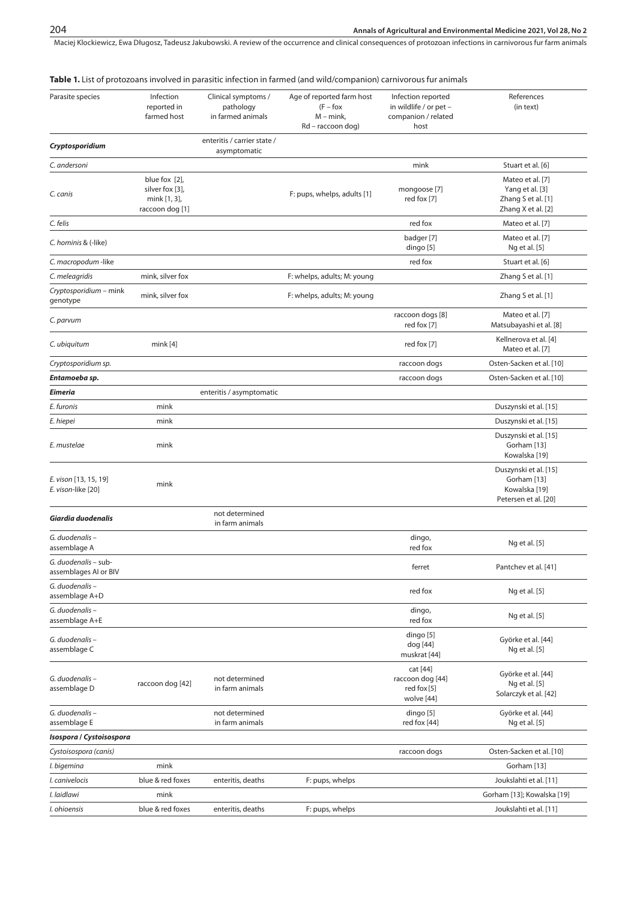**Table 1.** List of protozoans involved in parasitic infection in farmed (and wild/companion) carnivorous fur animals

| Parasite species | Infection reported in farmed host | Clinical symptoms / pathology in farmed animals | Age of reported farm host (F – fox M – mink, Rd – raccoon dog) | Infection reported in wildlife / or pet – companion / related host | References (in text) |
|---|---|---|---|---|---|
| ***Cryptosporidium*** | | enteritis / carrier state / asymptomatic | | | |
| *C. andersoni* | | | | mink | Stuart et al. [6] |
| *C. canis* | blue fox [2], silver fox [3], mink [1, 3], raccoon dog [1] | | F: pups, whelps, adults [1] | mongoose [7] red fox [7] | Mateo et al. [7] Yang et al. [3] Zhang S et al. [1] Zhang X et al. [2] |
| *C. felis* | | | | red fox | Mateo et al. [7] |
| *C. hominis* & (-like) | | | | badger [7] dingo [5] | Mateo et al. [7] Ng et al. [5] |
| *C. macropodum* -like | | | | red fox | Stuart et al. [6] |
| *C. meleagridis* | mink, silver fox | | F: whelps, adults; M: young | | Zhang S et al. [1] |
| *Cryptosporidium* – mink genotype | mink, silver fox | | F: whelps, adults; M: young | | Zhang S et al. [1] |
| *C. parvum* | | | | raccoon dogs [8] red fox [7] | Mateo et al. [7] Matsubayashi et al. [8] |
| *C. ubiquitum* | mink [4] | | | red fox [7] | Kellnerova et al. [4] Mateo et al. [7] |
| *Cryptosporidium sp.* | | | | raccoon dogs | Osten-Sacken et al. [10] |
| ***Entamoeba sp.*** | | | | raccoon dogs | Osten-Sacken et al. [10] |
| ***Eimeria*** | | enteritis / asymptomatic | | | |
| *E. furonis* | mink | | | | Duszynski et al. [15] |
| *E. hiepei* | mink | | | | Duszynski et al. [15] |
| *E. mustelae* | mink | | | | Duszynski et al. [15] Gorham [13] Kowalska [19] |
| *E. vison* [13, 15, 19] *E. vison*-like [20] | mink | | | | Duszynski et al. [15] Gorham [13] Kowalska [19] Petersen et al. [20] |
| ***Giardia duodenalis*** | | not determined in farm animals | | | |
| *G. duodenalis* – assemblage A | | | | dingo, red fox | Ng et al. [5] |
| *G. duodenalis* – sub-assemblages AI or BIV | | | | ferret | Pantchev et al. [41] |
| *G. duodenalis* – assemblage A+D | | | | red fox | Ng et al. [5] |
| *G. duodenalis* – assemblage A+E | | | | dingo, red fox | Ng et al. [5] |
| *G. duodenalis* – assemblage C | | | | dingo [5] dog [44] muskrat [44] | Györke et al. [44] Ng et al. [5] |
| *G. duodenalis* – assemblage D | raccoon dog [42] | not determined in farm animals | | cat [44] raccoon dog [44] red fox [5] wolve [44] | Györke et al. [44] Ng et al. [5] Solarczyk et al. [42] |
| *G. duodenalis* – assemblage E | | not determined in farm animals | | dingo [5] red fox [44] | Györke et al. [44] Ng et al. [5] |
| ***Isospora / Cystoisospora*** | | | | | |
| *Cystoisospora (canis)* | | | | raccoon dogs | Osten-Sacken et al. [10] |
| *I. bigemina* | mink | | | | Gorham [13] |
| *I. canivelocis* | blue & red foxes | enteritis, deaths | F: pups, whelps | | Joukslahti et al. [11] |
| *I. laidlawi* | mink | | | | Gorham [13]; Kowalska [19] |
| *I. ohioensis* | blue & red foxes | enteritis, deaths | F: pups, whelps | | Joukslahti et al. [11] |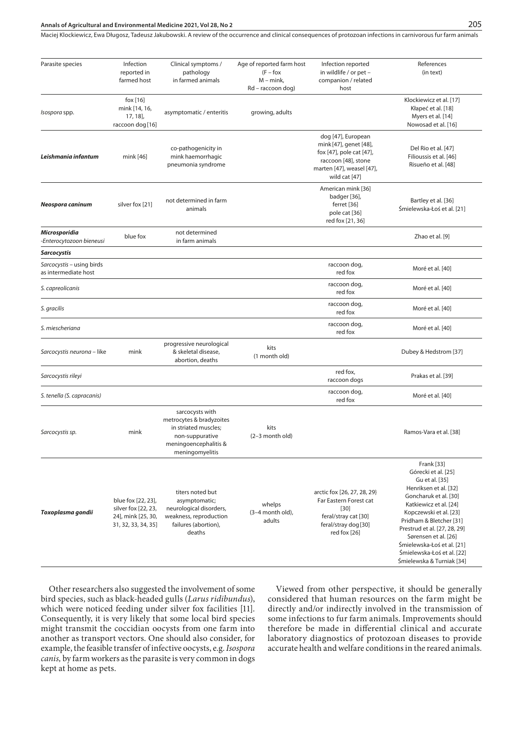| Parasite species | Infection reported in farmed host | Clinical symptoms / pathology in farmed animals | Age of reported farm host (F – fox M – mink, Rd – raccoon dog) | Infection reported in wildlife / or pet – companion / related host | References (in text) |
|---|---|---|---|---|---|
| *Isospora* spp. | fox [16] mink [14, 16, 17, 18], raccoon dog [16] | asymptomatic / enteritis | growing, adults | | Klockiewicz et al. [17] Kłapeć et al. [18] Myers et al. [14] Nowosad et al. [16] |
| ***Leishmania infantum*** | mink [46] | co-pathogenicity in mink haemorrhagic pneumonia syndrome | | dog [47], European mink [47], genet [48], fox [47], pole cat [47], raccoon [48], stone marten [47], weasel [47], wild cat [47] | Del Rio et al. [47] Filioussis et al. [46] Risueño et al. [48] |
| ***Neospora caninum*** | silver fox [21] | not determined in farm animals | | American mink [36] badger [36], ferret [36] pole cat [36] red fox [21, 36] | Bartley et al. [36] Śmielewska-Łoś et al. [21] |
| ***Microsporidia -Enterocytozoon bieneusi*** | blue fox | not determined in farm animals | | | Zhao et al. [9] |
| ***Sarcocystis*** | | | | | |
| *Sarcocystis* – using birds as intermediate host | | | | raccoon dog, red fox | Moré et al. [40] |
| *S. capreolicanis* | | | | raccoon dog, red fox | Moré et al. [40] |
| *S. gracilis* | | | | raccoon dog, red fox | Moré et al. [40] |
| *S. miescheriana* | | | | raccoon dog, red fox | Moré et al. [40] |
| *Sarcocystis neurona* – like | mink | progressive neurological & skeletal disease, abortion, deaths | kits (1 month old) | | Dubey & Hedstrom [37] |
| *Sarcocystis rileyi* | | | | red fox, raccoon dogs | Prakas et al. [39] |
| *S. tenella (S. capracanis)* | | | | raccoon dog, red fox | Moré et al. [40] |
| *Sarcocystis sp.* | mink | sarcocysts with metrocytes & bradyzoites in striated muscles; non-suppurative meningoencephalitis & meningomyelitis | kits (2–3 month old) | | Ramos-Vara et al. [38] |
| ***Toxoplasma gondii*** | blue fox [22, 23], silver fox [22, 23, 24], mink [25, 30, 31, 32, 33, 34, 35] | titers noted but asymptomatic; neurological disorders, weakness, reproduction failures (abortion), deaths | whelps (3–4 month old), adults | arctic fox [26, 27, 28, 29} Far Eastern Forest cat [30] feral/stray cat [30] feral/stray dog [30] red fox [26] | Frank [33] Górecki et al. [25] Gu et al. [35] Henriksen et al. [32] Goncharuk et al. [30] Katkiewicz et al. [24] Kopczewski et al. [23] Pridham & Bletcher [31] Prestrud et al. [27, 28, 29] Sørensen et al. [26] Śmielewska-Łoś et al. [21] Śmielewska-Łoś et al. [22] Śmielewska & Turniak [34] |

Other researchers also suggested the involvement of some bird species, such as black-headed gulls (*Larus ridibundus*), which were noticed feeding under silver fox facilities [11]. Consequently, it is very likely that some local bird species might transmit the coccidian oocysts from one farm into another as transport vectors. One should also consider, for example, the feasible transfer of infective oocysts, e.g. *Isospora canis,* by farm workers as the parasite is very common in dogs kept at home as pets.

Viewed from other perspective, it should be generally considered that human resources on the farm might be directly and/or indirectly involved in the transmission of some infections to fur farm animals. Improvements should therefore be made in differential clinical and accurate laboratory diagnostics of protozoan diseases to provide accurate health and welfare conditions in the reared animals.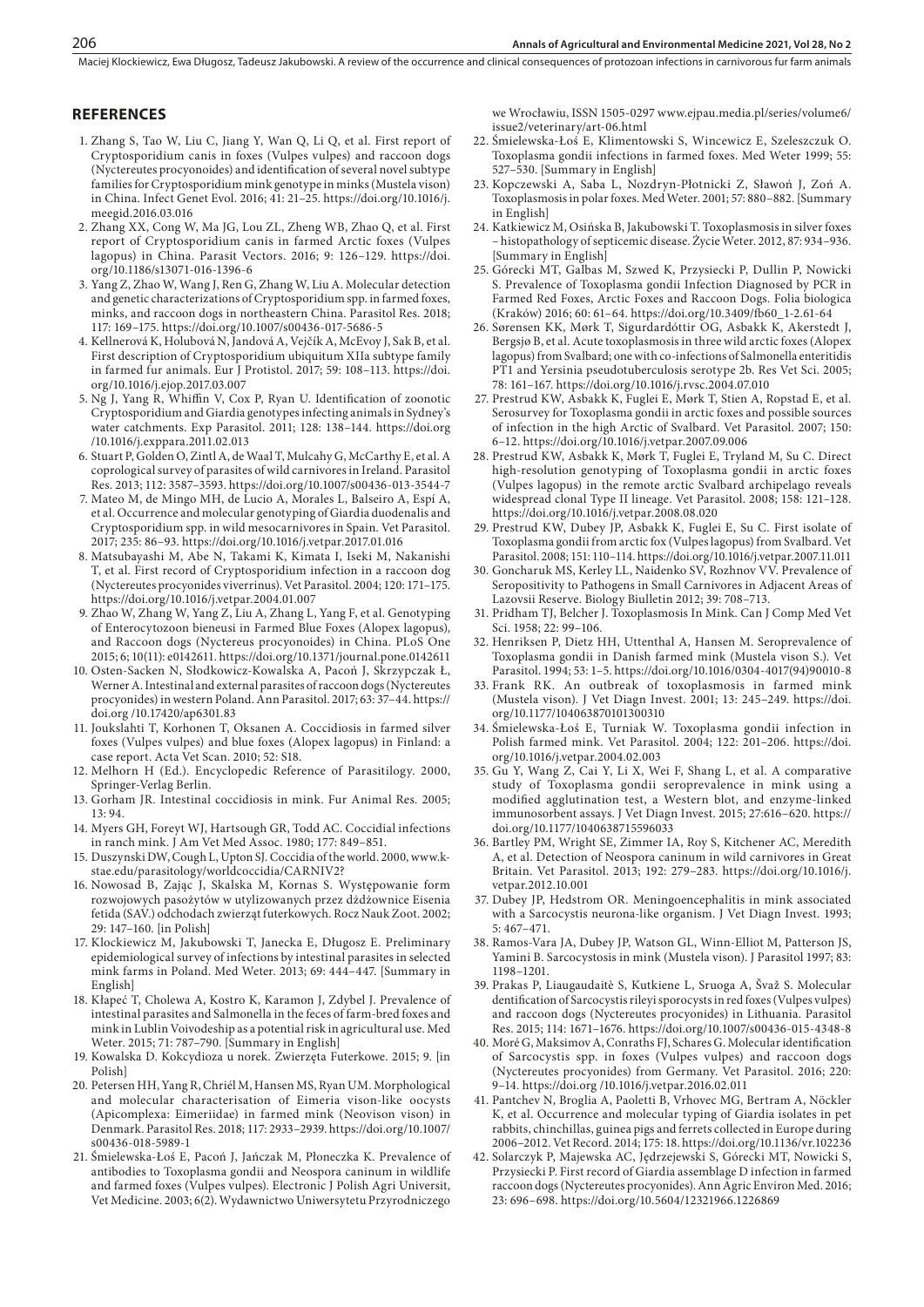## REFERENCES

1. Zhang S, Tao W, Liu C, Jiang Y, Wan Q, Li Q, et al. First report of Cryptosporidium canis in foxes (Vulpes vulpes) and raccoon dogs (Nyctereutes procyonoides) and identification of several novel subtype families for Cryptosporidium mink genotype in minks (Mustela vison) in China. Infect Genet Evol. 2016; 41: 21–25. https://doi.org/10.1016/j.meegid.2016.03.016
2. Zhang XX, Cong W, Ma JG, Lou ZL, Zheng WB, Zhao Q, et al. First report of Cryptosporidium canis in farmed Arctic foxes (Vulpes lagopus) in China. Parasit Vectors. 2016; 9: 126–129. https://doi.org/10.1186/s13071-016-1396-6
3. Yang Z, Zhao W, Wang J, Ren G, Zhang W, Liu A. Molecular detection and genetic characterizations of Cryptosporidium spp. in farmed foxes, minks, and raccoon dogs in northeastern China. Parasitol Res. 2018; 117: 169–175. https://doi.org/10.1007/s00436-017-5686-5
4. Kellnerová K, Holubová N, Jandová A, Vejčík A, McEvoy J, Sak B, et al. First description of Cryptosporidium ubiquitum XIIa subtype family in farmed fur animals. Eur J Protistol. 2017; 59: 108–113. https://doi.org/10.1016/j.ejop.2017.03.007
5. Ng J, Yang R, Whiffin V, Cox P, Ryan U. Identification of zoonotic Cryptosporidium and Giardia genotypes infecting animals in Sydney's water catchments. Exp Parasitol. 2011; 128: 138–144. https://doi.org/10.1016/j.exppara.2011.02.013
6. Stuart P, Golden O, Zintl A, de Waal T, Mulcahy G, McCarthy E, et al. A coprological survey of parasites of wild carnivores in Ireland. Parasitol Res. 2013; 112: 3587–3593. https://doi.org/10.1007/s00436-013-3544-7
7. Mateo M, de Mingo MH, de Lucio A, Morales L, Balseiro A, Espí A, et al. Occurrence and molecular genotyping of Giardia duodenalis and Cryptosporidium spp. in wild mesocarnivores in Spain. Vet Parasitol. 2017; 235: 86–93. https://doi.org/10.1016/j.vetpar.2017.01.016
8. Matsubayashi M, Abe N, Takami K, Kimata I, Iseki M, Nakanishi T, et al. First record of Cryptosporidium infection in a raccoon dog (Nyctereutes procyonides viverrinus). Vet Parasitol. 2004; 120: 171–175. https://doi.org/10.1016/j.vetpar.2004.01.007
9. Zhao W, Zhang W, Yang Z, Liu A, Zhang L, Yang F, et al. Genotyping of Enterocytozoon bieneusi in Farmed Blue Foxes (Alopex lagopus), and Raccoon dogs (Nyctereus procyonoides) in China. PLoS One 2015; 6; 10(11): e0142611. https://doi.org/10.1371/journal.pone.0142611
10. Osten-Sacken N, Słodkowicz-Kowalska A, Pacoń J, Skrzypczak Ł, Werner A. Intestinal and external parasites of raccoon dogs (Nyctereutes procyonides) in western Poland. Ann Parasitol. 2017; 63: 37–44. https://doi.org /10.17420/ap6301.83
11. Joukslahti T, Korhonen T, Oksanen A. Coccidiosis in farmed silver foxes (Vulpes vulpes) and blue foxes (Alopex lagopus) in Finland: a case report. Acta Vet Scan. 2010; 52: S18.
12. Melhorn H (Ed.). Encyclopedic Reference of Parasitilogy. 2000, Springer-Verlag Berlin.
13. Gorham JR. Intestinal coccidiosis in mink. Fur Animal Res. 2005; 13: 94.
14. Myers GH, Foreyt WJ, Hartsough GR, Todd AC. Coccidial infections in ranch mink. J Am Vet Med Assoc. 1980; 177: 849–851.
15. Duszynski DW, Cough L, Upton SJ. Coccidia of the world. 2000, www.k-stae.edu/parasitology/worldcoccidia/CARNIV2?
16. Nowosad B, Zając J, Skalska M, Kornas S. Występowanie form rozwojowych pasożytów w utylizowanych przez dżdżownice Eisenia fetida (SAV.) odchodach zwierząt futerkowych. Rocz Nauk Zoot. 2002; 29: 147–160. [in Polish]
17. Klockiewicz M, Jakubowski T, Janecka E, Długosz E. Preliminary epidemiological survey of infections by intestinal parasites in selected mink farms in Poland. Med Weter. 2013; 69: 444–447. [Summary in English]
18. Kłapeć T, Cholewa A, Kostro K, Karamon J, Zdybel J. Prevalence of intestinal parasites and Salmonella in the feces of farm-bred foxes and mink in Lublin Voivodeship as a potential risk in agricultural use. Med Weter. 2015; 71: 787–790. [Summary in English]
19. Kowalska D. Kokcydioza u norek. Zwierzęta Futerkowe. 2015; 9. [in Polish]
20. Petersen HH, Yang R, Chriél M, Hansen MS, Ryan UM. Morphological and molecular characterisation of Eimeria vison-like oocysts (Apicomplexa: Eimeriidae) in farmed mink (Neovison vison) in Denmark. Parasitol Res. 2018; 117: 2933–2939. https://doi.org/10.1007/s00436-018-5989-1
21. Śmielewska-Łoś E, Pacoń J, Jańczak M, Płoneczka K. Prevalence of antibodies to Toxoplasma gondii and Neospora caninum in wildlife and farmed foxes (Vulpes vulpes). Electronic J Polish Agri Universit, Vet Medicine. 2003; 6(2). Wydawnictwo Uniwersytetu Przyrodniczego we Wrocławiu, ISSN 1505-0297 www.ejpau.media.pl/series/volume6/issue2/veterinary/art-06.html
22. Śmielewska-Łoś E, Klimentowski S, Wincewicz E, Szeleszczuk O. Toxoplasma gondii infections in farmed foxes. Med Weter 1999; 55: 527–530. [Summary in English]
23. Kopczewski A, Saba L, Nozdryn-Płotnicki Z, Sławoń J, Zoń A. Toxoplasmosis in polar foxes. Med Weter. 2001; 57: 880–882. [Summary in English]
24. Katkiewicz M, Osińska B, Jakubowski T. Toxoplasmosis in silver foxes – histopathology of septicemic disease. Życie Weter. 2012, 87: 934–936. [Summary in English]
25. Górecki MT, Galbas M, Szwed K, Przysiecki P, Dullin P, Nowicki S. Prevalence of Toxoplasma gondii Infection Diagnosed by PCR in Farmed Red Foxes, Arctic Foxes and Raccoon Dogs. Folia biologica (Kraków) 2016; 60: 61–64. https://doi.org/10.3409/fb60_1-2.61-64
26. Sørensen KK, Mørk T, Sigurdardóttir OG, Asbakk K, Akerstedt J, Bergsjø B, et al. Acute toxoplasmosis in three wild arctic foxes (Alopex lagopus) from Svalbard; one with co-infections of Salmonella enteritidis PT1 and Yersinia pseudotuberculosis serotype 2b. Res Vet Sci. 2005; 78: 161–167. https://doi.org/10.1016/j.rvsc.2004.07.010
27. Prestrud KW, Åsbakk K, Fuglei E, Mørk T, Stien A, Ropstad E, et al. Serosurvey for Toxoplasma gondii in arctic foxes and possible sources of infection in the high Arctic of Svalbard. Vet Parasitol. 2007; 150: 6–12. https://doi.org/10.1016/j.vetpar.2007.09.006
28. Prestrud KW, Asbakk K, Mørk T, Fuglei E, Tryland M, Su C. Direct high-resolution genotyping of Toxoplasma gondii in arctic foxes (Vulpes lagopus) in the remote arctic Svalbard archipelago reveals widespread clonal Type II lineage. Vet Parasitol. 2008; 158: 121–128. https://doi.org/10.1016/j.vetpar.2008.08.020
29. Prestrud KW, Dubey JP, Asbakk K, Fuglei E, Su C. First isolate of Toxoplasma gondii from arctic fox (Vulpes lagopus) from Svalbard. Vet Parasitol. 2008; 151: 110–114. https://doi.org/10.1016/j.vetpar.2007.11.011
30. Goncharuk MS, Kerley LL, Naidenko SV, Rozhnov VV. Prevalence of Seropositivity to Pathogens in Small Carnivores in Adjacent Areas of Lazovsii Reserve. Biology Biulletin 2012; 39: 708–713.
31. Pridham TJ, Belcher J. Toxoplasmosis In Mink. Can J Comp Med Vet Sci. 1958; 22: 99–106.
32. Henriksen P, Dietz HH, Uttenthal A, Hansen M. Seroprevalence of Toxoplasma gondii in Danish farmed mink (Mustela vison S.). Vet Parasitol. 1994; 53: 1–5. https://doi.org/10.1016/0304-4017(94)90010-8
33. Frank RK. An outbreak of toxoplasmosis in farmed mink (Mustela vison). J Vet Diagn Invest. 2001; 13: 245–249. https://doi.org/10.1177/104063870101300310
34. Śmielewska-Łoś E, Turniak W. Toxoplasma gondii infection in Polish farmed mink. Vet Parasitol. 2004; 122: 201–206. https://doi.org/10.1016/j.vetpar.2004.02.003
35. Gu Y, Wang Z, Cai Y, Li X, Wei F, Shang L, et al. A comparative study of Toxoplasma gondii seroprevalence in mink using a modified agglutination test, a Western blot, and enzyme-linked immunosorbent assays. J Vet Diagn Invest. 2015; 27:616–620. https://doi.org/10.1177/1040638715596033
36. Bartley PM, Wright SE, Zimmer IA, Roy S, Kitchener AC, Meredith A, et al. Detection of Neospora caninum in wild carnivores in Great Britain. Vet Parasitol. 2013; 192: 279–283. https://doi.org/10.1016/j.vetpar.2012.10.001
37. Dubey JP, Hedstrom OR. Meningoencephalitis in mink associated with a Sarcocystis neurona-like organism. J Vet Diagn Invest. 1993; 5: 467–471.
38. Ramos-Vara JA, Dubey JP, Watson GL, Winn-Elliot M, Patterson JS, Yamini B. Sarcocystosis in mink (Mustela vison). J Parasitol 1997; 83: 1198–1201.
39. Prakas P, Liaugaudaitė S, Kutkiene L, Sruoga A, Švaž S. Molecular dentification of Sarcocystis rileyi sporocysts in red foxes (Vulpes vulpes) and raccoon dogs (Nyctereutes procyonides) in Lithuania. Parasitol Res. 2015; 114: 1671–1676. https://doi.org/10.1007/s00436-015-4348-8
40. Moré G, Maksimov A, Conraths FJ, Schares G. Molecular identification of Sarcocystis spp. in foxes (Vulpes vulpes) and raccoon dogs (Nyctereutes procyonides) from Germany. Vet Parasitol. 2016; 220: 9–14. https://doi.org /10.1016/j.vetpar.2016.02.011
41. Pantchev N, Broglia A, Paoletti B, Vrhovec MG, Bertram A, Nöckler K, et al. Occurrence and molecular typing of Giardia isolates in pet rabbits, chinchillas, guinea pigs and ferrets collected in Europe during 2006–2012. Vet Record. 2014; 175: 18. https://doi.org/10.1136/vr.102236
42. Solarczyk P, Majewska AC, Jędrzejewski S, Górecki MT, Nowicki S, Przysiecki P. First record of Giardia assemblage D infection in farmed raccoon dogs (Nyctereutes procyonides). Ann Agric Environ Med. 2016; 23: 696–698. https://doi.org/10.5604/12321966.1226869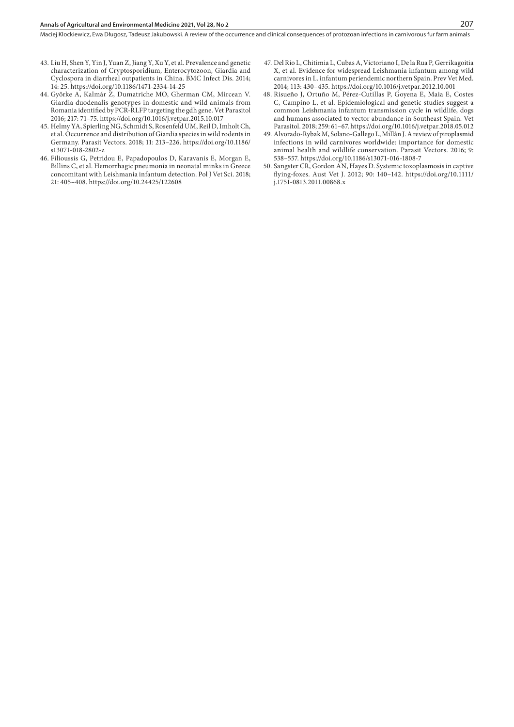43. Liu H, Shen Y, Yin J, Yuan Z, Jiang Y, Xu Y, et al. Prevalence and genetic characterization of Cryptosporidium, Enterocytozoon, Giardia and Cyclospora in diarrheal outpatients in China. BMC Infect Dis. 2014; 14: 25. https://doi.org/10.1186/1471-2334-14-25
44. Györke A, Kalmár Z, Dumatriche MO, Gherman CM, Mircean V. Giardia duodenalis genotypes in domestic and wild animals from Romania identified by PCR-RLFP targeting the gdh gene. Vet Parasitol 2016; 217: 71–75. https://doi.org/10.1016/j.vetpar.2015.10.017
45. Helmy YA, Spierling NG, Schmidt S, Rosenfeld UM, Reil D, Imholt Ch, et al. Occurrence and distribution of Giardia species in wild rodents in Germany. Parasit Vectors. 2018; 11: 213–226. https://doi.org/10.1186/s13071-018-2802-z
46. Filioussis G, Petridou E, Papadopoulos D, Karavanis E, Morgan E, Billins C, et al. Hemorrhagic pneumonia in neonatal minks in Greece concomitant with Leishmania infantum detection. Pol J Vet Sci. 2018; 21: 405–408. https://doi.org/10.24425/122608
47. Del Rio L, Chitimia L, Cubas A, Victoriano I, De la Rua P, Gerrikagoitia X, et al. Evidence for widespread Leishmania infantum among wild carnivores in L. infantum periendemic northern Spain. Prev Vet Med. 2014; 113: 430–435. https://doi.org/10.1016/j.vetpar.2012.10.001
48. Risueño J, Ortuño M, Pérez-Cutillas P, Goyena E, Maia E, Costes C, Campino L, et al. Epidemiological and genetic studies suggest a common Leishmania infantum transmission cycle in wildlife, dogs and humans associated to vector abundance in Southeast Spain. Vet Parasitol. 2018; 259: 61–67. https://doi.org/10.1016/j.vetpar.2018.05.012
49. Alvorado-Rybak M, Solano-Gallego L, Millàn J. A review of piroplasmid infections in wild carnivores worldwide: importance for domestic animal health and wildlife conservation. Parasit Vectors. 2016; 9: 538–557. https://doi.org/10.1186/s13071-016-1808-7
50. Sangster CR, Gordon AN, Hayes D. Systemic toxoplasmosis in captive flying-foxes. Aust Vet J. 2012; 90: 140–142. https://doi.org/10.1111/j.1751-0813.2011.00868.x